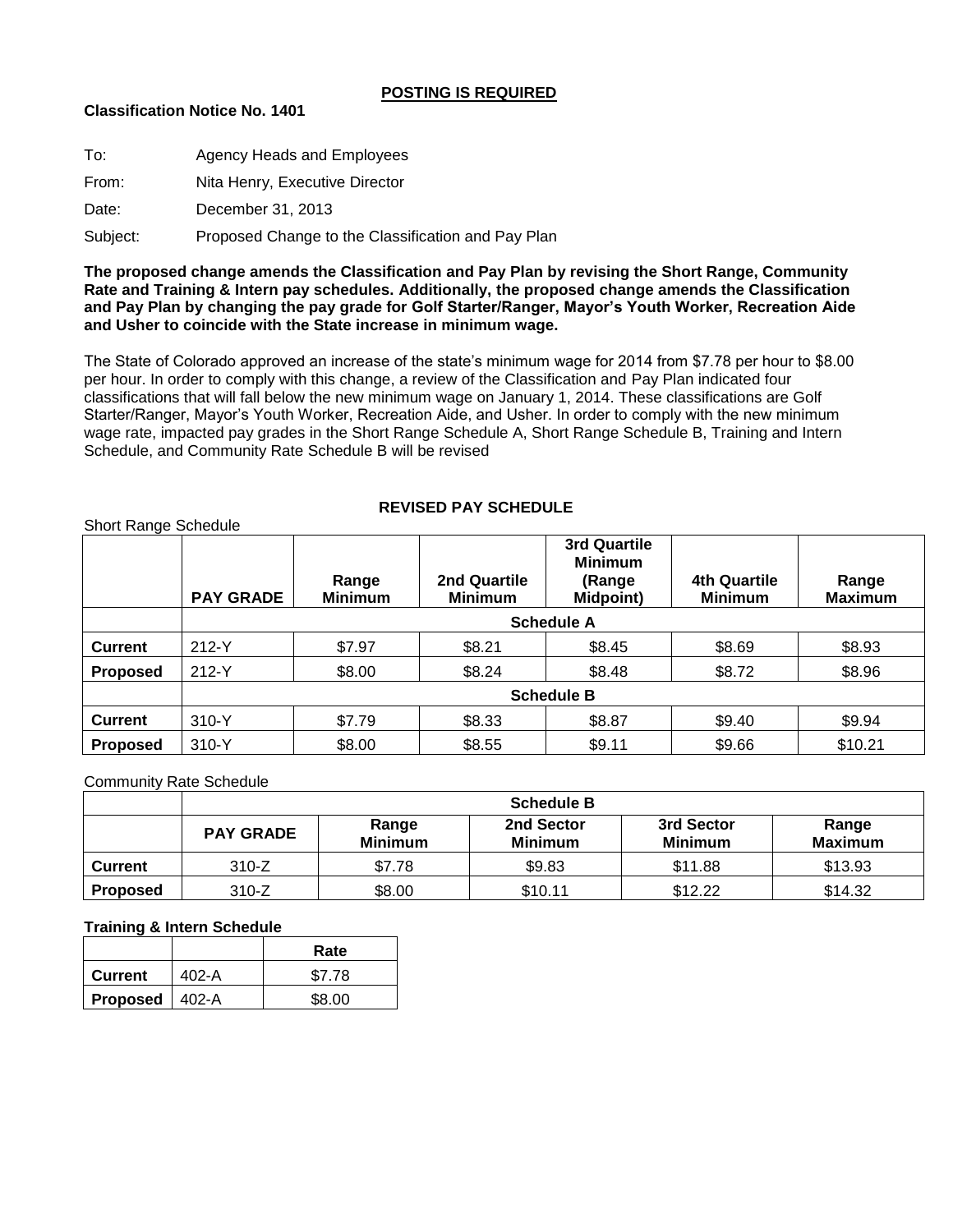**<u>POSTING IS REQUIRED</u>**

**Classification Notice No. 1401**

To: Agency Heads and Employees

From: Nita Henry, Executive Director

Date: December 31, 2013

Subject: Proposed Change to the Classification and Pay Plan

**The proposed change amends the Classification and Pay Plan by revising the Short Range, Community Rate and Training & Intern pay schedules. Additionally, the proposed change amends the Classification and Pay Plan by changing the pay grade for Golf Starter/Ranger, Mayor's Youth Worker, Recreation Aide and Usher to coincide with the State increase in minimum wage.**

The State of Colorado approved an increase of the state's minimum wage for 2014 from $7.78 per hour to $8.00 per hour. In order to comply with this change, a review of the Classification and Pay Plan indicated four classifications that will fall below the new minimum wage on January 1, 2014. These classifications are Golf Starter/Ranger, Mayor's Youth Worker, Recreation Aide, and Usher. In order to comply with the new minimum wage rate, impacted pay grades in the Short Range Schedule A, Short Range Schedule B, Training and Intern Schedule, and Community Rate Schedule B will be revised

**REVISED PAY SCHEDULE**

Short Range Schedule

| | PAY GRADE | Range Minimum | 2nd Quartile Minimum | 3rd Quartile Minimum (Range Midpoint) | 4th Quartile Minimum | Range Maximum |
|---|---|---|---|---|---|---|
| | **Schedule A** | | | | | |
| **Current** | 212-Y | $7.97 | $8.21 | $8.45 | $8.69 | $8.93 |
| **Proposed** | 212-Y | $8.00 | $8.24 | $8.48 | $8.72 | $8.96 |
| | **Schedule B** | | | | | |
| **Current** | 310-Y | $7.79 | $8.33 | $8.87 | $9.40 | $9.94 |
| **Proposed** | 310-Y | $8.00 | $8.55 | $9.11 | $9.66 | $10.21 |

Community Rate Schedule

| | Schedule B | | | | |
|---|---|---|---|---|---|
| | **PAY GRADE** | **Range Minimum** | **2nd Sector Minimum** | **3rd Sector Minimum** | **Range Maximum** |
| **Current** | 310-Z | $7.78 | $9.83 | $11.88 | $13.93 |
| **Proposed** | 310-Z | $8.00 | $10.11 | $12.22 | $14.32 |

**Training & Intern Schedule**

| | | Rate |
|---|---|---|
| **Current** | 402-A | $7.78 |
| **Proposed** | 402-A | $8.00 |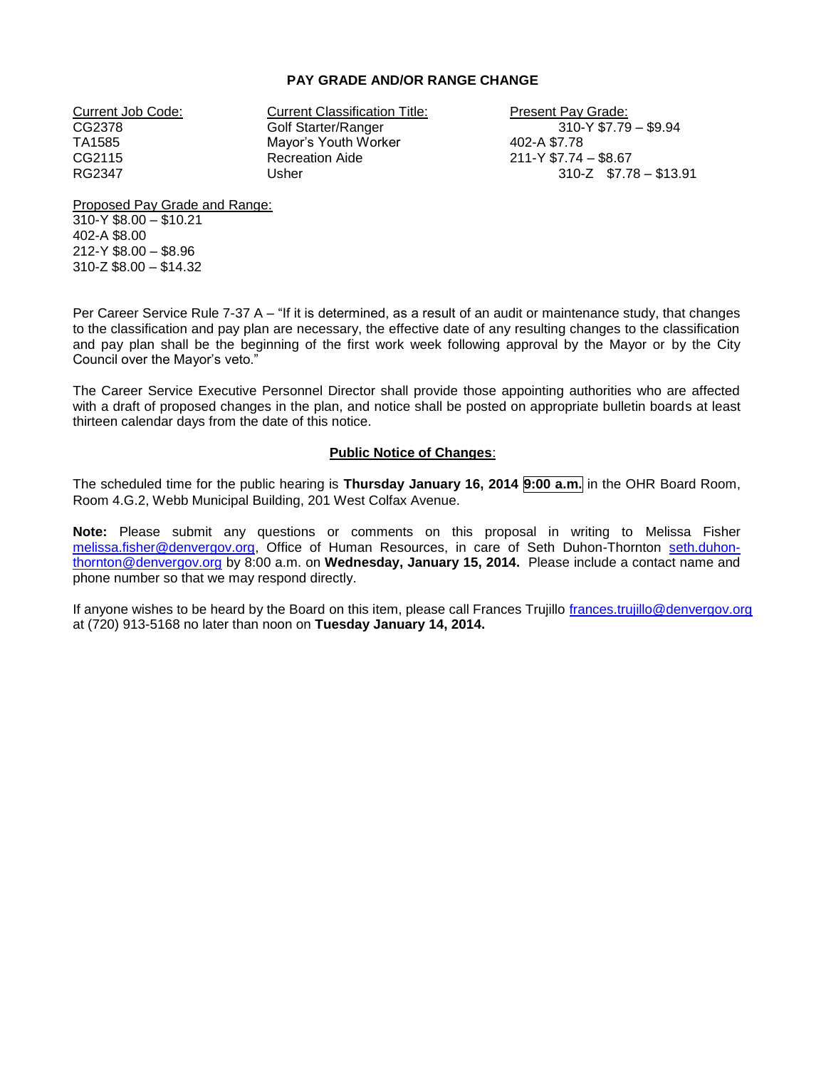## PAY GRADE AND/OR RANGE CHANGE

| Current Job Code: | Current Classification Title: | Present Pay Grade: |
|---|---|---|
| CG2378 | Golf Starter/Ranger | 310-Y $7.79 – $9.94 |
| TA1585 | Mayor's Youth Worker | 402-A $7.78 |
| CG2115 | Recreation Aide | 211-Y $7.74 – $8.67 |
| RG2347 | Usher | 310-Z $7.78 – $13.91 |

Proposed Pay Grade and Range:
310-Y $8.00 – $10.21
402-A $8.00
212-Y $8.00 – $8.96
310-Z $8.00 – $14.32

Per Career Service Rule 7-37 A – "If it is determined, as a result of an audit or maintenance study, that changes to the classification and pay plan are necessary, the effective date of any resulting changes to the classification and pay plan shall be the beginning of the first work week following approval by the Mayor or by the City Council over the Mayor's veto."

The Career Service Executive Personnel Director shall provide those appointing authorities who are affected with a draft of proposed changes in the plan, and notice shall be posted on appropriate bulletin boards at least thirteen calendar days from the date of this notice.

**Public Notice of Changes**:

The scheduled time for the public hearing is **Thursday January 16, 2014 9:00 a.m.** in the OHR Board Room, Room 4.G.2, Webb Municipal Building, 201 West Colfax Avenue.

**Note:** Please submit any questions or comments on this proposal in writing to Melissa Fisher melissa.fisher@denvergov.org, Office of Human Resources, in care of Seth Duhon-Thornton seth.duhon-thornton@denvergov.org by 8:00 a.m. on **Wednesday, January 15, 2014.** Please include a contact name and phone number so that we may respond directly.

If anyone wishes to be heard by the Board on this item, please call Frances Trujillo frances.trujillo@denvergov.org at (720) 913-5168 no later than noon on **Tuesday January 14, 2014.**